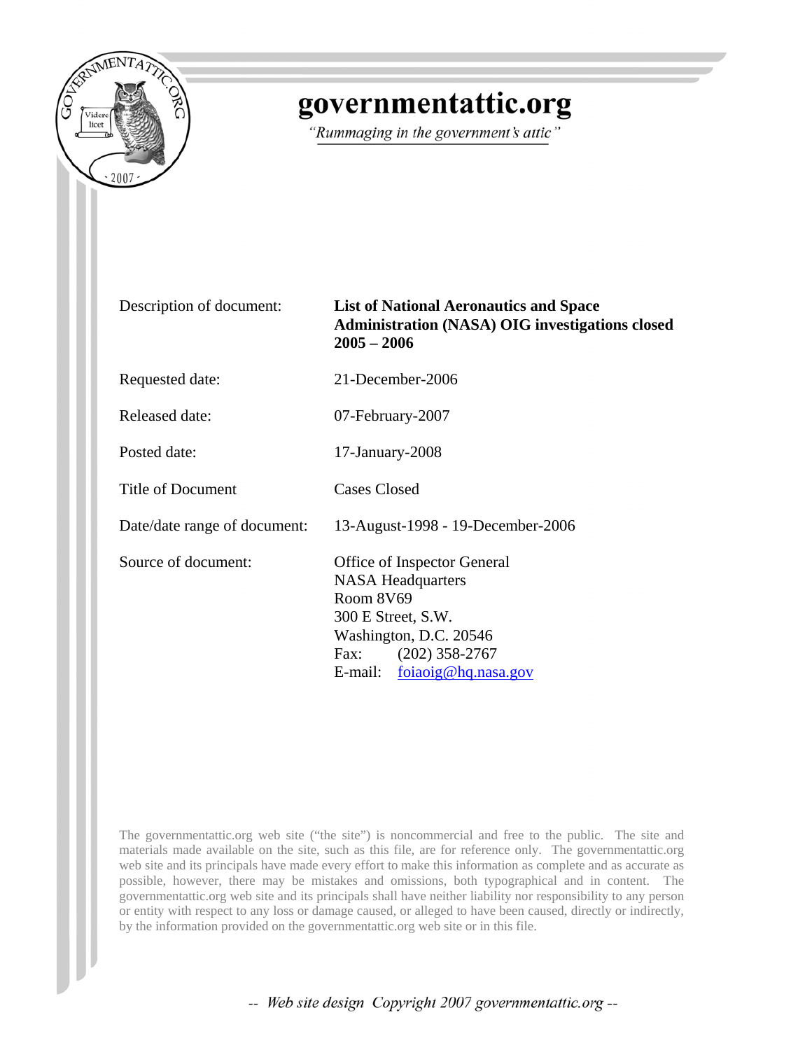# governmentattic.org

*"Rummaging in the government's attic"*

| | |
|---|---|
| Description of document: | **List of National Aeronautics and Space Administration (NASA) OIG investigations closed 2005 – 2006** |
| Requested date: | 21-December-2006 |
| Released date: | 07-February-2007 |
| Posted date: | 17-January-2008 |
| Title of Document | Cases Closed |
| Date/date range of document: | 13-August-1998 - 19-December-2006 |
| Source of document: | Office of Inspector General<br>NASA Headquarters<br>Room 8V69<br>300 E Street, S.W.<br>Washington, D.C. 20546<br>Fax: (202) 358-2767<br>E-mail: foiaoig@hq.nasa.gov |

The governmentattic.org web site ("the site") is noncommercial and free to the public. The site and materials made available on the site, such as this file, are for reference only. The governmentattic.org web site and its principals have made every effort to make this information as complete and as accurate as possible, however, there may be mistakes and omissions, both typographical and in content. The governmentattic.org web site and its principals shall have neither liability nor responsibility to any person or entity with respect to any loss or damage caused, or alleged to have been caused, directly or indirectly, by the information provided on the governmentattic.org web site or in this file.

*-- Web site design Copyright 2007 governmentattic.org --*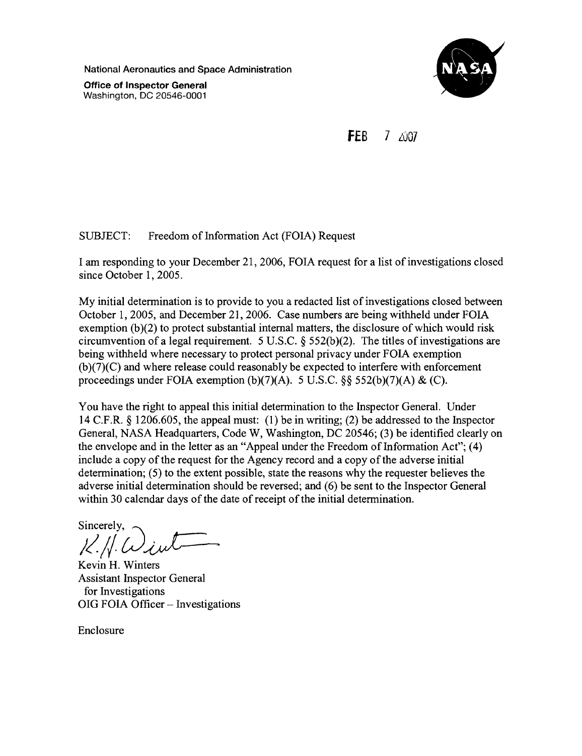National Aeronautics and Space Administration

**Office of Inspector General**
Washington, DC 20546-0001

FEB 7 2007

SUBJECT: Freedom of Information Act (FOIA) Request

I am responding to your December 21, 2006, FOIA request for a list of investigations closed since October 1, 2005.

My initial determination is to provide to you a redacted list of investigations closed between October 1, 2005, and December 21, 2006. Case numbers are being withheld under FOIA exemption (b)(2) to protect substantial internal matters, the disclosure of which would risk circumvention of a legal requirement. 5 U.S.C. § 552(b)(2). The titles of investigations are being withheld where necessary to protect personal privacy under FOIA exemption (b)(7)(C) and where release could reasonably be expected to interfere with enforcement proceedings under FOIA exemption (b)(7)(A). 5 U.S.C. §§ 552(b)(7)(A) & (C).

You have the right to appeal this initial determination to the Inspector General. Under 14 C.F.R. § 1206.605, the appeal must: (1) be in writing; (2) be addressed to the Inspector General, NASA Headquarters, Code W, Washington, DC 20546; (3) be identified clearly on the envelope and in the letter as an "Appeal under the Freedom of Information Act"; (4) include a copy of the request for the Agency record and a copy of the adverse initial determination; (5) to the extent possible, state the reasons why the requester believes the adverse initial determination should be reversed; and (6) be sent to the Inspector General within 30 calendar days of the date of receipt of the initial determination.

Sincerely,

K.H. Winters

Kevin H. Winters
Assistant Inspector General
for Investigations
OIG FOIA Officer – Investigations

Enclosure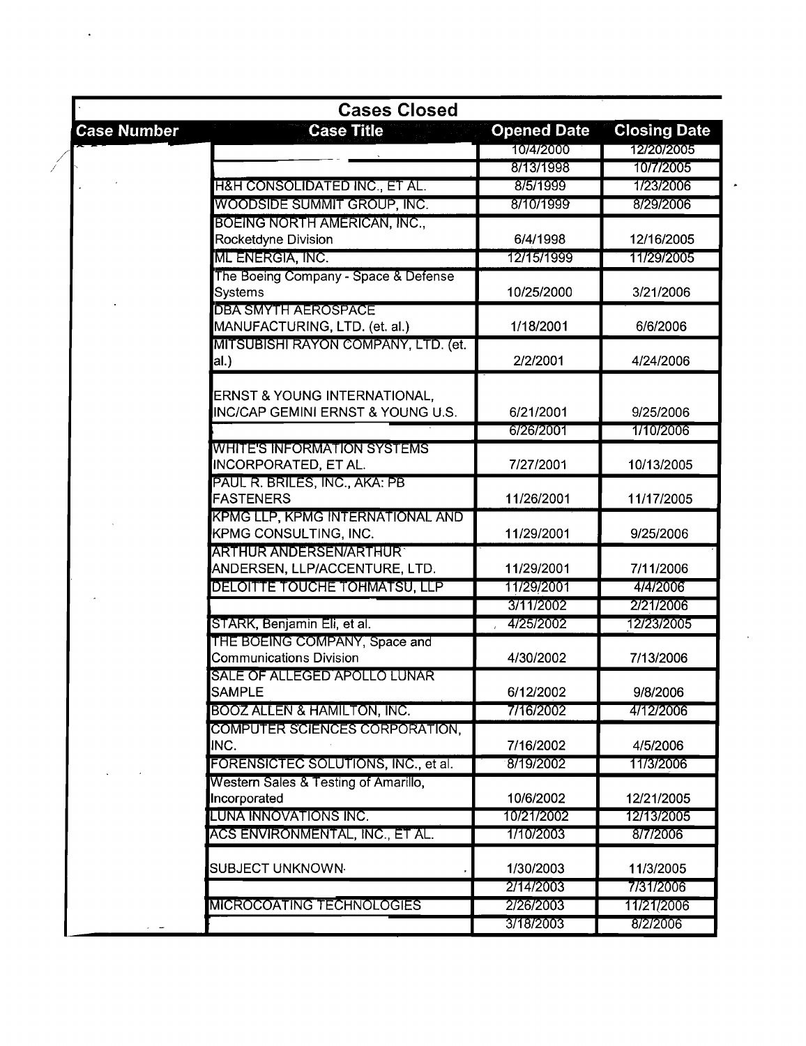| Cases Closed | | | |
|---|---|---|---|
| **Case Number** | **Case Title** | **Opened Date** | **Closing Date** |
| | | 10/4/2000 | 12/20/2005 |
| | | 8/13/1998 | 10/7/2005 |
| | H&H CONSOLIDATED INC., ET AL. | 8/5/1999 | 1/23/2006 |
| | WOODSIDE SUMMIT GROUP, INC. | 8/10/1999 | 8/29/2006 |
| | BOEING NORTH AMERICAN, INC., Rocketdyne Division | 6/4/1998 | 12/16/2005 |
| | ML ENERGIA, INC. | 12/15/1999 | 11/29/2005 |
| | The Boeing Company - Space & Defense Systems | 10/25/2000 | 3/21/2006 |
| | DBA SMYTH AEROSPACE MANUFACTURING, LTD. (et. al.) | 1/18/2001 | 6/6/2006 |
| | MITSUBISHI RAYON COMPANY, LTD. (et. al.) | 2/2/2001 | 4/24/2006 |
| | ERNST & YOUNG INTERNATIONAL, INC/CAP GEMINI ERNST & YOUNG U.S. | 6/21/2001 | 9/25/2006 |
| | | 6/26/2001 | 1/10/2006 |
| | WHITE'S INFORMATION SYSTEMS INCORPORATED, ET AL. | 7/27/2001 | 10/13/2005 |
| | PAUL R. BRILES, INC., AKA: PB FASTENERS | 11/26/2001 | 11/17/2005 |
| | KPMG LLP, KPMG INTERNATIONAL AND KPMG CONSULTING, INC. | 11/29/2001 | 9/25/2006 |
| | ARTHUR ANDERSEN/ARTHUR ANDERSEN, LLP/ACCENTURE, LTD. | 11/29/2001 | 7/11/2006 |
| | DELOITTE TOUCHE TOHMATSU, LLP | 11/29/2001 | 4/4/2006 |
| | | 3/11/2002 | 2/21/2006 |
| | STARK, Benjamin Eli, et al. | 4/25/2002 | 12/23/2005 |
| | THE BOEING COMPANY, Space and Communications Division | 4/30/2002 | 7/13/2006 |
| | SALE OF ALLEGED APOLLO LUNAR SAMPLE | 6/12/2002 | 9/8/2006 |
| | BOOZ ALLEN & HAMILTON, INC. | 7/16/2002 | 4/12/2006 |
| | COMPUTER SCIENCES CORPORATION, INC. | 7/16/2002 | 4/5/2006 |
| | FORENSICTEC SOLUTIONS, INC., et al. | 8/19/2002 | 11/3/2006 |
| | Western Sales & Testing of Amarillo, Incorporated | 10/6/2002 | 12/21/2005 |
| | LUNA INNOVATIONS INC. | 10/21/2002 | 12/13/2005 |
| | ACS ENVIRONMENTAL, INC., ET AL. | 1/10/2003 | 8/7/2006 |
| | SUBJECT UNKNOWN | 1/30/2003 | 11/3/2005 |
| | | 2/14/2003 | 7/31/2006 |
| | MICROCOATING TECHNOLOGIES | 2/26/2003 | 11/21/2006 |
| | | 3/18/2003 | 8/2/2006 |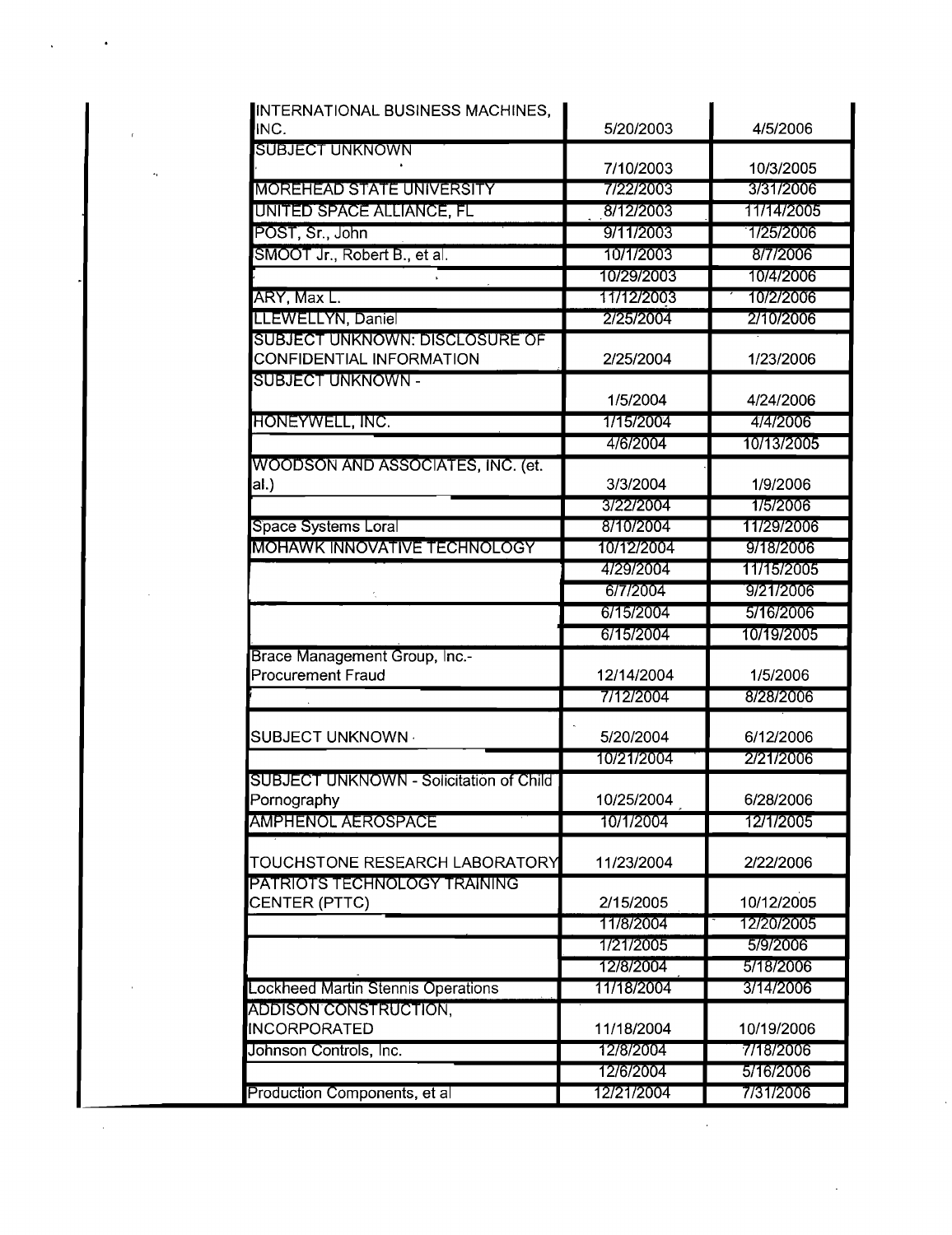| | | |
|---|---|---|
| INTERNATIONAL BUSINESS MACHINES, INC. | 5/20/2003 | 4/5/2006 |
| SUBJECT UNKNOWN | 7/10/2003 | 10/3/2005 |
| MOREHEAD STATE UNIVERSITY | 7/22/2003 | 3/31/2006 |
| UNITED SPACE ALLIANCE, FL | 8/12/2003 | 11/14/2005 |
| POST, Sr., John | 9/11/2003 | 1/25/2006 |
| SMOOT Jr., Robert B., et al. | 10/1/2003 | 8/7/2006 |
| | 10/29/2003 | 10/4/2006 |
| ARY, Max L. | 11/12/2003 | 10/2/2006 |
| LLEWELLYN, Daniel | 2/25/2004 | 2/10/2006 |
| SUBJECT UNKNOWN: DISCLOSURE OF CONFIDENTIAL INFORMATION | 2/25/2004 | 1/23/2006 |
| SUBJECT UNKNOWN - | 1/5/2004 | 4/24/2006 |
| HONEYWELL, INC. | 1/15/2004 | 4/4/2006 |
| | 4/6/2004 | 10/13/2005 |
| WOODSON AND ASSOCIATES, INC. (et. al.) | 3/3/2004 | 1/9/2006 |
| | 3/22/2004 | 1/5/2006 |
| Space Systems Loral | 8/10/2004 | 11/29/2006 |
| MOHAWK INNOVATIVE TECHNOLOGY | 10/12/2004 | 9/18/2006 |
| | 4/29/2004 | 11/15/2005 |
| | 6/7/2004 | 9/21/2006 |
| | 6/15/2004 | 5/16/2006 |
| | 6/15/2004 | 10/19/2005 |
| Brace Management Group, Inc.-Procurement Fraud | 12/14/2004 | 1/5/2006 |
| | 7/12/2004 | 8/28/2006 |
| SUBJECT UNKNOWN | 5/20/2004 | 6/12/2006 |
| | 10/21/2004 | 2/21/2006 |
| SUBJECT UNKNOWN - Solicitation of Child Pornography | 10/25/2004 | 6/28/2006 |
| AMPHENOL AEROSPACE | 10/1/2004 | 12/1/2005 |
| TOUCHSTONE RESEARCH LABORATORY | 11/23/2004 | 2/22/2006 |
| PATRIOTS TECHNOLOGY TRAINING CENTER (PTTC) | 2/15/2005 | 10/12/2005 |
| | 11/8/2004 | 12/20/2005 |
| | 1/21/2005 | 5/9/2006 |
| | 12/8/2004 | 5/18/2006 |
| Lockheed Martin Stennis Operations | 11/18/2004 | 3/14/2006 |
| ADDISON CONSTRUCTION, INCORPORATED | 11/18/2004 | 10/19/2006 |
| Johnson Controls, Inc. | 12/8/2004 | 7/18/2006 |
| | 12/6/2004 | 5/16/2006 |
| Production Components, et al | 12/21/2004 | 7/31/2006 |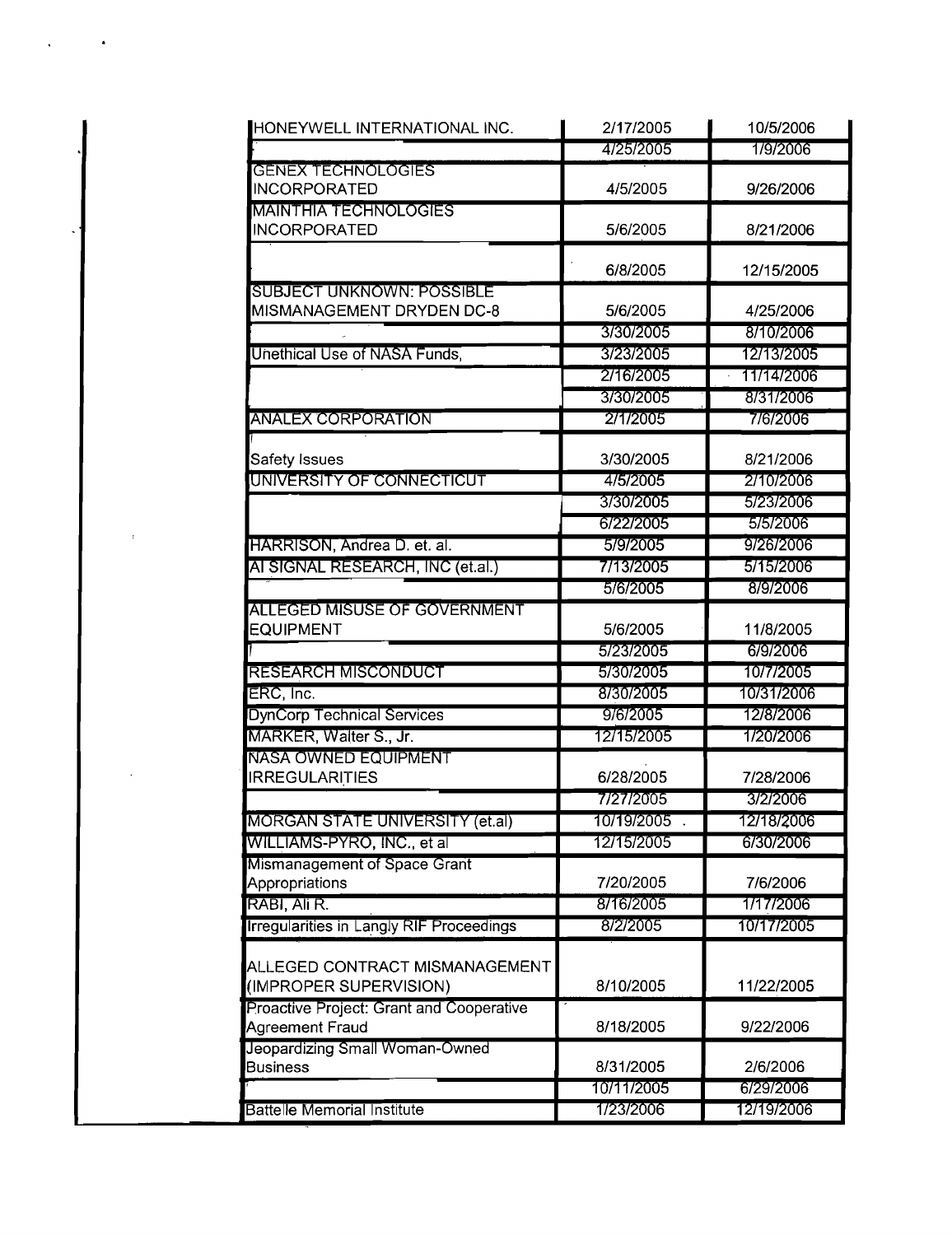| | | |
|---|---|---|
| HONEYWELL INTERNATIONAL INC. | 2/17/2005 | 10/5/2006 |
| | 4/25/2005 | 1/9/2006 |
| GENEX TECHNOLOGIES INCORPORATED | 4/5/2005 | 9/26/2006 |
| MAINTHIA TECHNOLOGIES INCORPORATED | 5/6/2005 | 8/21/2006 |
| | 6/8/2005 | 12/15/2005 |
| SUBJECT UNKNOWN: POSSIBLE MISMANAGEMENT DRYDEN DC-8 | 5/6/2005 | 4/25/2006 |
| | 3/30/2005 | 8/10/2006 |
| Unethical Use of NASA Funds, | 3/23/2005 | 12/13/2005 |
| | 2/16/2005 | 11/14/2006 |
| | 3/30/2005 | 8/31/2006 |
| ANALEX CORPORATION | 2/1/2005 | 7/6/2006 |
| Safety Issues | 3/30/2005 | 8/21/2006 |
| UNIVERSITY OF CONNECTICUT | 4/5/2005 | 2/10/2006 |
| | 3/30/2005 | 5/23/2006 |
| | 6/22/2005 | 5/5/2006 |
| HARRISON, Andrea D. et. al. | 5/9/2005 | 9/26/2006 |
| AI SIGNAL RESEARCH, INC (et.al.) | 7/13/2005 | 5/15/2006 |
| | 5/6/2005 | 8/9/2006 |
| ALLEGED MISUSE OF GOVERNMENT EQUIPMENT | 5/6/2005 | 11/8/2005 |
| | 5/23/2005 | 6/9/2006 |
| RESEARCH MISCONDUCT | 5/30/2005 | 10/7/2005 |
| ERC, Inc. | 8/30/2005 | 10/31/2006 |
| DynCorp Technical Services | 9/6/2005 | 12/8/2006 |
| MARKER, Walter S., Jr. | 12/15/2005 | 1/20/2006 |
| NASA OWNED EQUIPMENT IRREGULARITIES | 6/28/2005 | 7/28/2006 |
| | 7/27/2005 | 3/2/2006 |
| MORGAN STATE UNIVERSITY (et.al) | 10/19/2005 | 12/18/2006 |
| WILLIAMS-PYRO, INC., et al | 12/15/2005 | 6/30/2006 |
| Mismanagement of Space Grant Appropriations | 7/20/2005 | 7/6/2006 |
| RABI, Ali R. | 8/16/2005 | 1/17/2006 |
| Irregularities in Langly RIF Proceedings | 8/2/2005 | 10/17/2005 |
| ALLEGED CONTRACT MISMANAGEMENT (IMPROPER SUPERVISION) | 8/10/2005 | 11/22/2005 |
| Proactive Project: Grant and Cooperative Agreement Fraud | 8/18/2005 | 9/22/2006 |
| Jeopardizing Small Woman-Owned Business | 8/31/2005 | 2/6/2006 |
| | 10/11/2005 | 6/29/2006 |
| Battelle Memorial Institute | 1/23/2006 | 12/19/2006 |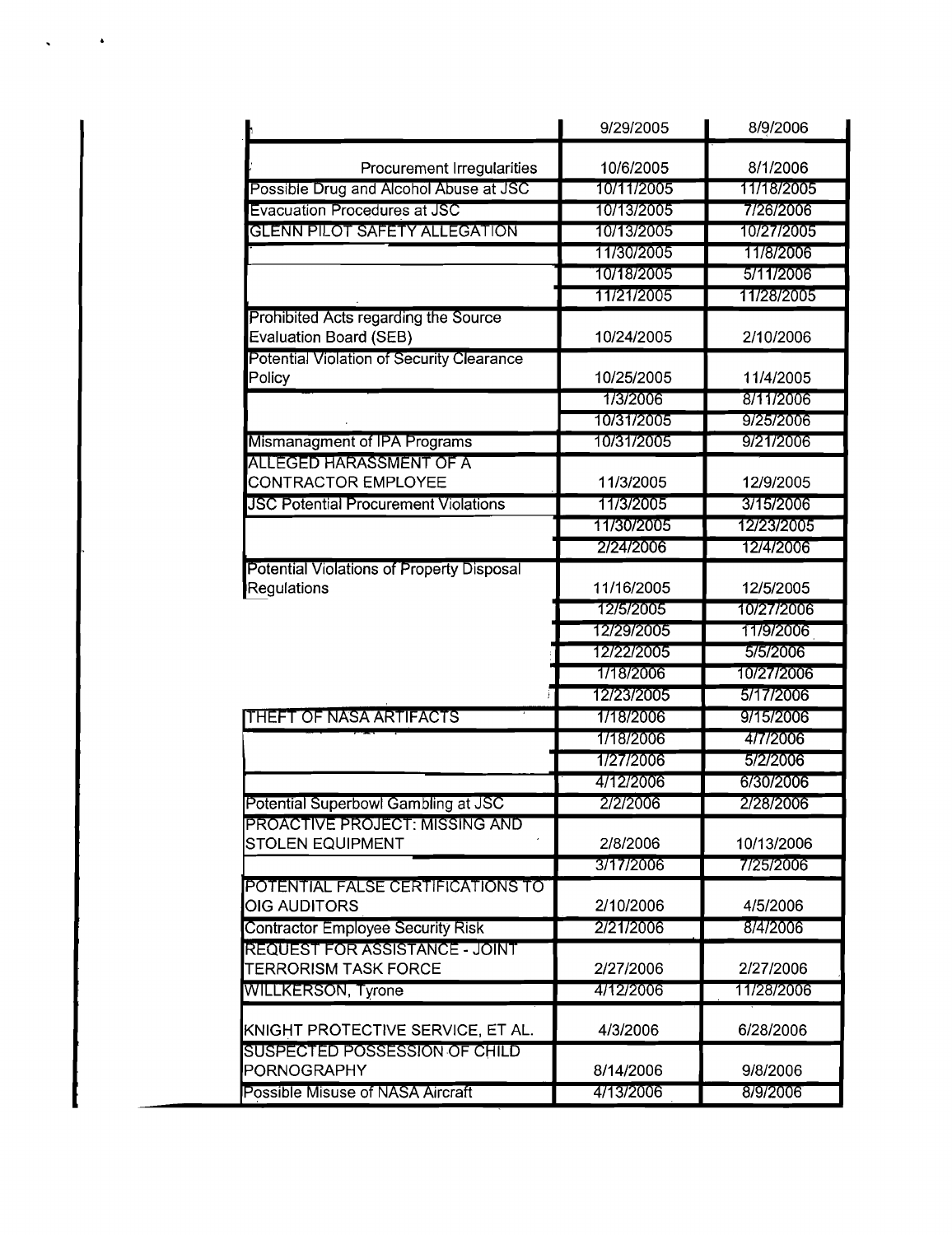| | | |
|---|---|---|
| | 9/29/2005 | 8/9/2006 |
| Procurement Irregularities | 10/6/2005 | 8/1/2006 |
| Possible Drug and Alcohol Abuse at JSC | 10/11/2005 | 11/18/2005 |
| Evacuation Procedures at JSC | 10/13/2005 | 7/26/2006 |
| GLENN PILOT SAFETY ALLEGATION | 10/13/2005 | 10/27/2005 |
| | 11/30/2005 | 11/8/2006 |
| | 10/18/2005 | 5/11/2006 |
| | 11/21/2005 | 11/28/2005 |
| Prohibited Acts regarding the Source Evaluation Board (SEB) | 10/24/2005 | 2/10/2006 |
| Potential Violation of Security Clearance Policy | 10/25/2005 | 11/4/2005 |
| | 1/3/2006 | 8/11/2006 |
| | 10/31/2005 | 9/25/2006 |
| Mismanagment of IPA Programs | 10/31/2005 | 9/21/2006 |
| ALLEGED HARASSMENT OF A CONTRACTOR EMPLOYEE | 11/3/2005 | 12/9/2005 |
| JSC Potential Procurement Violations | 11/3/2005 | 3/15/2006 |
| | 11/30/2005 | 12/23/2005 |
| | 2/24/2006 | 12/4/2006 |
| Potential Violations of Property Disposal Regulations | 11/16/2005 | 12/5/2005 |
| | 12/5/2005 | 10/27/2006 |
| | 12/29/2005 | 11/9/2006 |
| | 12/22/2005 | 5/5/2006 |
| | 1/18/2006 | 10/27/2006 |
| | 12/23/2005 | 5/17/2006 |
| THEFT OF NASA ARTIFACTS | 1/18/2006 | 9/15/2006 |
| | 1/18/2006 | 4/7/2006 |
| | 1/27/2006 | 5/2/2006 |
| | 4/12/2006 | 6/30/2006 |
| Potential Superbowl Gambling at JSC | 2/2/2006 | 2/28/2006 |
| PROACTIVE PROJECT: MISSING AND STOLEN EQUIPMENT | 2/8/2006 | 10/13/2006 |
| | 3/17/2006 | 7/25/2006 |
| POTENTIAL FALSE CERTIFICATIONS TO OIG AUDITORS | 2/10/2006 | 4/5/2006 |
| Contractor Employee Security Risk | 2/21/2006 | 8/4/2006 |
| REQUEST FOR ASSISTANCE - JOINT TERRORISM TASK FORCE | 2/27/2006 | 2/27/2006 |
| WILLKERSON, Tyrone | 4/12/2006 | 11/28/2006 |
| KNIGHT PROTECTIVE SERVICE, ET AL. | 4/3/2006 | 6/28/2006 |
| SUSPECTED POSSESSION OF CHILD PORNOGRAPHY | 8/14/2006 | 9/8/2006 |
| Possible Misuse of NASA Aircraft | 4/13/2006 | 8/9/2006 |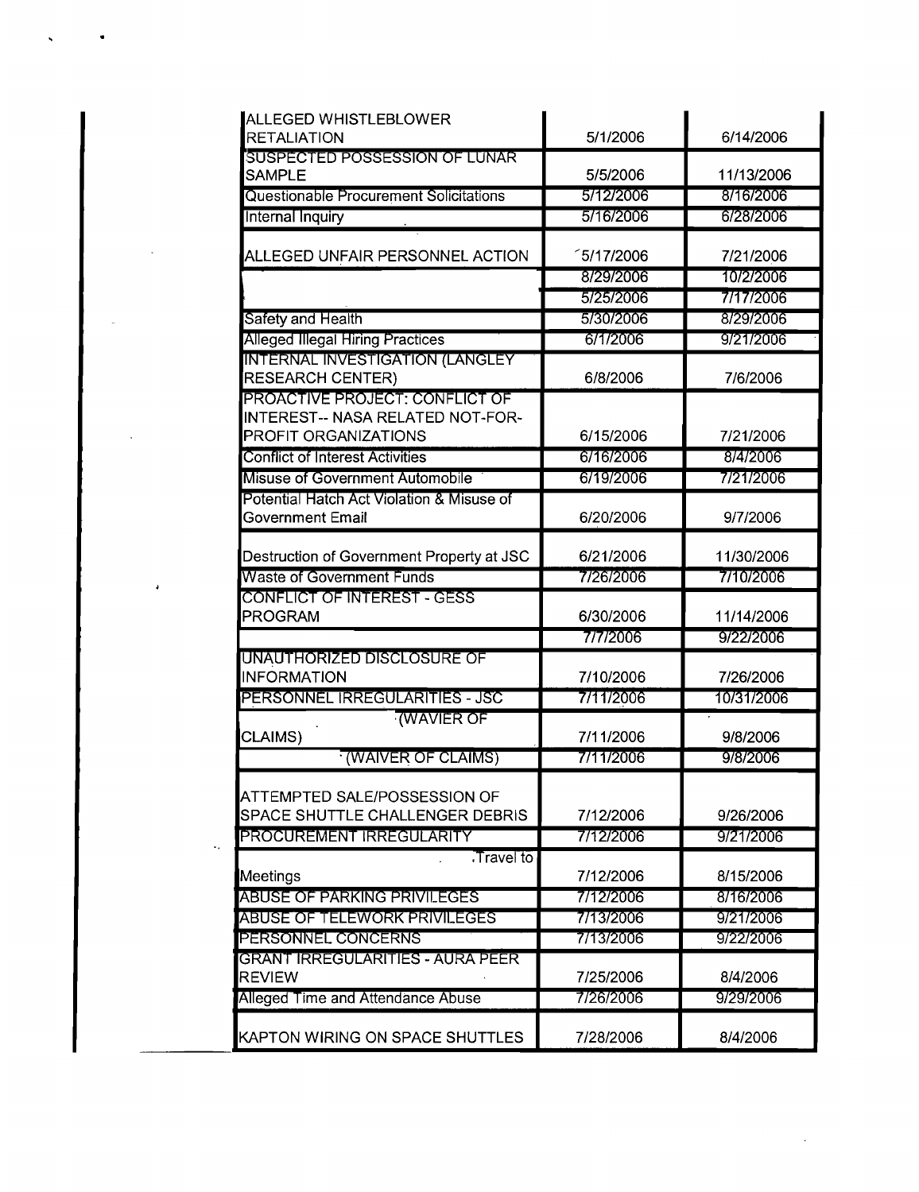| | | |
|---|---|---|
| ALLEGED WHISTLEBLOWER RETALIATION | 5/1/2006 | 6/14/2006 |
| SUSPECTED POSSESSION OF LUNAR SAMPLE | 5/5/2006 | 11/13/2006 |
| Questionable Procurement Solicitations | 5/12/2006 | 8/16/2006 |
| Internal Inquiry | 5/16/2006 | 6/28/2006 |
| ALLEGED UNFAIR PERSONNEL ACTION | 5/17/2006 | 7/21/2006 |
| | 8/29/2006 | 10/2/2006 |
| | 5/25/2006 | 7/17/2006 |
| Safety and Health | 5/30/2006 | 8/29/2006 |
| Alleged Illegal Hiring Practices | 6/1/2006 | 9/21/2006 |
| INTERNAL INVESTIGATION (LANGLEY RESEARCH CENTER) | 6/8/2006 | 7/6/2006 |
| PROACTIVE PROJECT: CONFLICT OF INTEREST-- NASA RELATED NOT-FOR-PROFIT ORGANIZATIONS | 6/15/2006 | 7/21/2006 |
| Conflict of Interest Activities | 6/16/2006 | 8/4/2006 |
| Misuse of Government Automobile | 6/19/2006 | 7/21/2006 |
| Potential Hatch Act Violation & Misuse of Government Email | 6/20/2006 | 9/7/2006 |
| Destruction of Government Property at JSC | 6/21/2006 | 11/30/2006 |
| Waste of Government Funds | 7/26/2006 | 7/10/2006 |
| CONFLICT OF INTEREST - GESS PROGRAM | 6/30/2006 | 11/14/2006 |
| | 7/7/2006 | 9/22/2006 |
| UNAUTHORIZED DISCLOSURE OF INFORMATION | 7/10/2006 | 7/26/2006 |
| PERSONNEL IRREGULARITIES - JSC | 7/11/2006 | 10/31/2006 |
| (WAVIER OF CLAIMS) | 7/11/2006 | 9/8/2006 |
| (WAIVER OF CLAIMS) | 7/11/2006 | 9/8/2006 |
| ATTEMPTED SALE/POSSESSION OF SPACE SHUTTLE CHALLENGER DEBRIS | 7/12/2006 | 9/26/2006 |
| PROCUREMENT IRREGULARITY | 7/12/2006 | 9/21/2006 |
| Travel to Meetings | 7/12/2006 | 8/15/2006 |
| ABUSE OF PARKING PRIVILEGES | 7/12/2006 | 8/16/2006 |
| ABUSE OF TELEWORK PRIVILEGES | 7/13/2006 | 9/21/2006 |
| PERSONNEL CONCERNS | 7/13/2006 | 9/22/2006 |
| GRANT IRREGULARITIES - AURA PEER REVIEW | 7/25/2006 | 8/4/2006 |
| Alleged Time and Attendance Abuse | 7/26/2006 | 9/29/2006 |
| KAPTON WIRING ON SPACE SHUTTLES | 7/28/2006 | 8/4/2006 |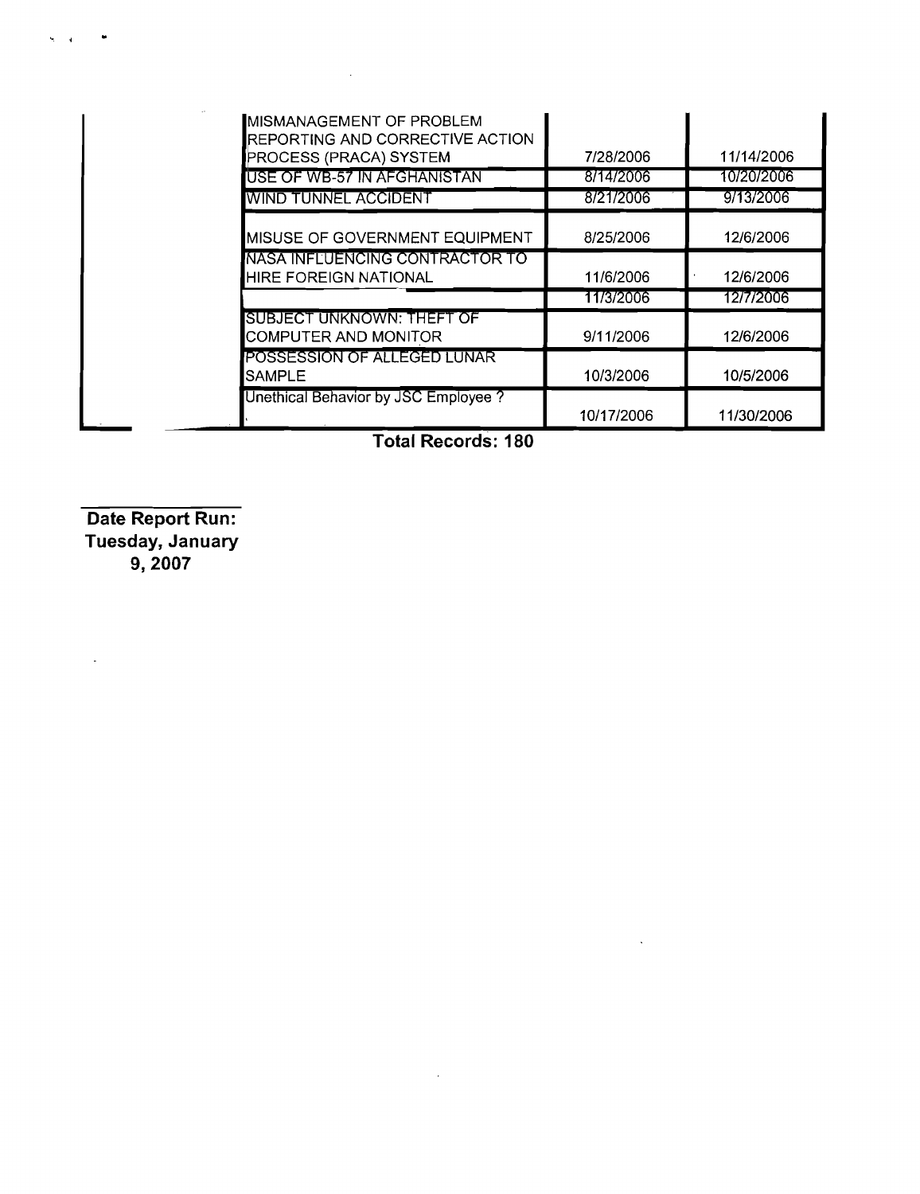| | | | |
|---|---|---|---|
| | MISMANAGEMENT OF PROBLEM REPORTING AND CORRECTIVE ACTION PROCESS (PRACA) SYSTEM | 7/28/2006 | 11/14/2006 |
| | USE OF WB-57 IN AFGHANISTAN | 8/14/2006 | 10/20/2006 |
| | WIND TUNNEL ACCIDENT | 8/21/2006 | 9/13/2006 |
| | MISUSE OF GOVERNMENT EQUIPMENT | 8/25/2006 | 12/6/2006 |
| | NASA INFLUENCING CONTRACTOR TO HIRE FOREIGN NATIONAL | 11/6/2006 | 12/6/2006 |
| | | 11/3/2006 | 12/7/2006 |
| | SUBJECT UNKNOWN: THEFT OF COMPUTER AND MONITOR | 9/11/2006 | 12/6/2006 |
| | POSSESSION OF ALLEGED LUNAR SAMPLE | 10/3/2006 | 10/5/2006 |
| | Unethical Behavior by JSC Employee ? | 10/17/2006 | 11/30/2006 |

**Total Records: 180**

**Date Report Run: Tuesday, January 9, 2007**